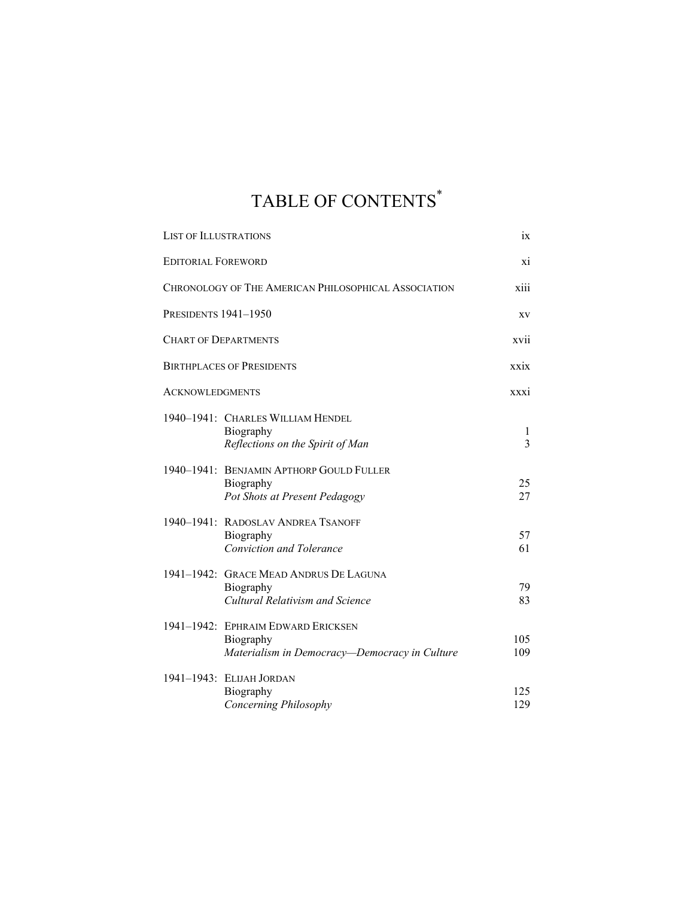# TABLE OF CONTENTS*

| | |
|---|---|
| LIST OF ILLUSTRATIONS | ix |
| EDITORIAL FOREWORD | xi |
| CHRONOLOGY OF THE AMERICAN PHILOSOPHICAL ASSOCIATION | xiii |
| PRESIDENTS 1941–1950 | xv |
| CHART OF DEPARTMENTS | xvii |
| BIRTHPLACES OF PRESIDENTS | xxix |
| ACKNOWLEDGMENTS | xxxi |

| | | |
|---|---|---|
| 1940–1941: | CHARLES WILLIAM HENDEL | |
| | Biography | 1 |
| | *Reflections on the Spirit of Man* | 3 |
| 1940–1941: | BENJAMIN APTHORP GOULD FULLER | |
| | Biography | 25 |
| | *Pot Shots at Present Pedagogy* | 27 |
| 1940–1941: | RADOSLAV ANDREA TSANOFF | |
| | Biography | 57 |
| | *Conviction and Tolerance* | 61 |
| 1941–1942: | GRACE MEAD ANDRUS DE LAGUNA | |
| | Biography | 79 |
| | *Cultural Relativism and Science* | 83 |
| 1941–1942: | EPHRAIM EDWARD ERICKSEN | |
| | Biography | 105 |
| | *Materialism in Democracy—Democracy in Culture* | 109 |
| 1941–1943: | ELIJAH JORDAN | |
| | Biography | 125 |
| | *Concerning Philosophy* | 129 |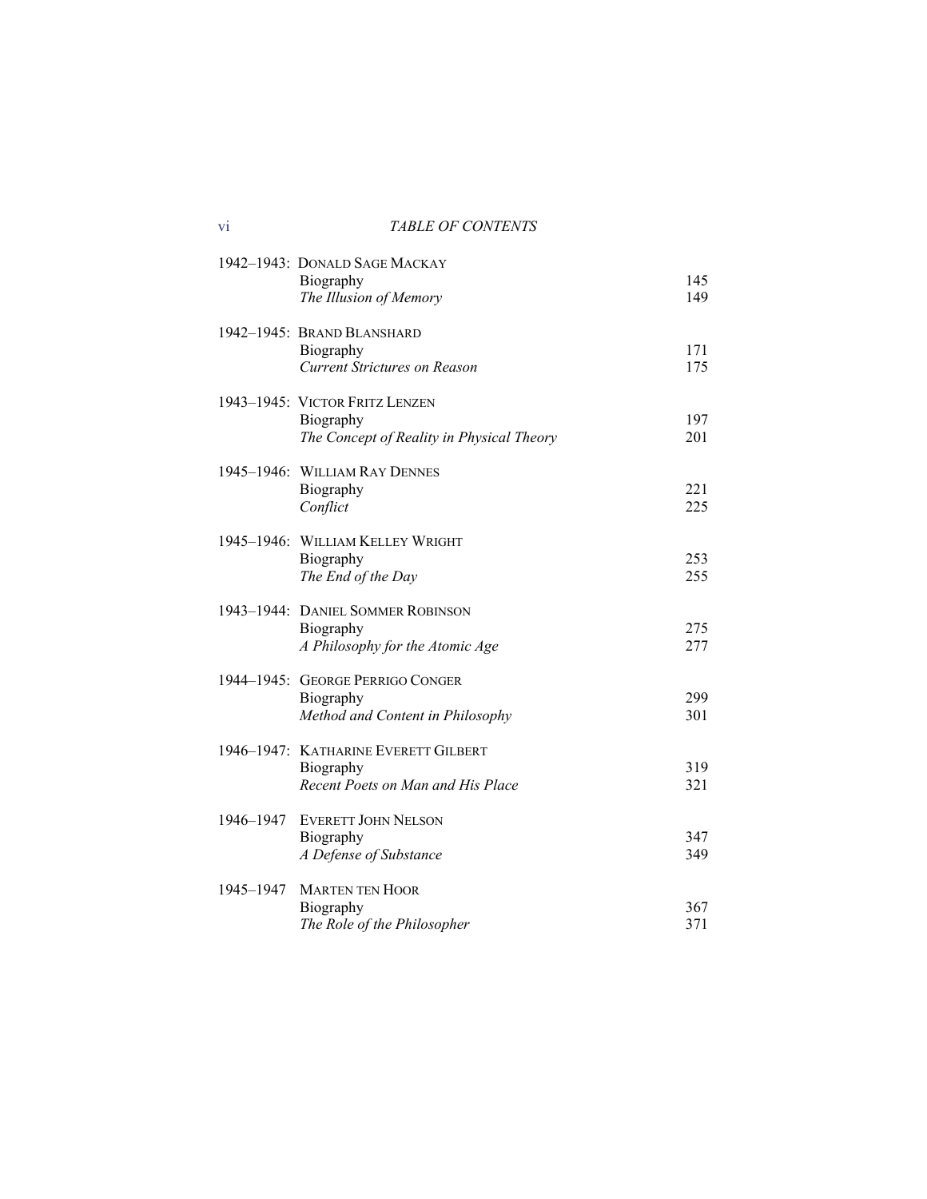| | | |
|---|---|---|
| 1942–1943: | Donald Sage Mackay | |
| | Biography | 145 |
| | *The Illusion of Memory* | 149 |
| 1942–1945: | Brand Blanshard | |
| | Biography | 171 |
| | *Current Strictures on Reason* | 175 |
| 1943–1945: | Victor Fritz Lenzen | |
| | Biography | 197 |
| | *The Concept of Reality in Physical Theory* | 201 |
| 1945–1946: | William Ray Dennes | |
| | Biography | 221 |
| | *Conflict* | 225 |
| 1945–1946: | William Kelley Wright | |
| | Biography | 253 |
| | *The End of the Day* | 255 |
| 1943–1944: | Daniel Sommer Robinson | |
| | Biography | 275 |
| | *A Philosophy for the Atomic Age* | 277 |
| 1944–1945: | George Perrigo Conger | |
| | Biography | 299 |
| | *Method and Content in Philosophy* | 301 |
| 1946–1947: | Katharine Everett Gilbert | |
| | Biography | 319 |
| | *Recent Poets on Man and His Place* | 321 |
| 1946–1947 | Everett John Nelson | |
| | Biography | 347 |
| | *A Defense of Substance* | 349 |
| 1945–1947 | Marten ten Hoor | |
| | Biography | 367 |
| | *The Role of the Philosopher* | 371 |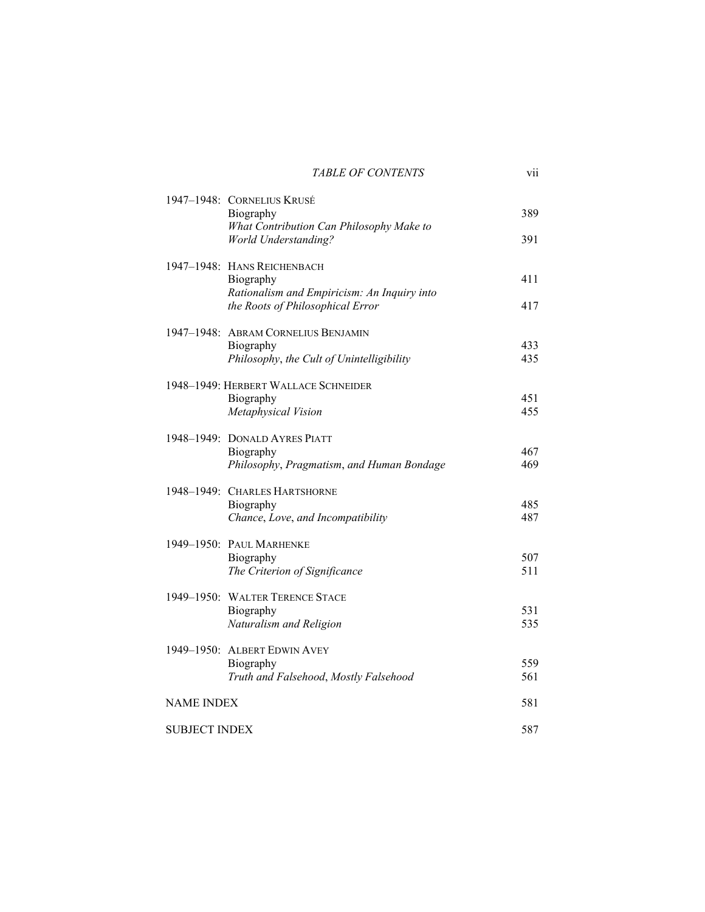1947–1948: CORNELIUS KRUSÉ

Biography 389

*What Contribution Can Philosophy Make to World Understanding?* 391

1947–1948: HANS REICHENBACH

Biography 411

*Rationalism and Empiricism: An Inquiry into the Roots of Philosophical Error* 417

1947–1948: ABRAM CORNELIUS BENJAMIN

Biography 433

*Philosophy, the Cult of Unintelligibility* 435

1948–1949: HERBERT WALLACE SCHNEIDER

Biography 451

*Metaphysical Vision* 455

1948–1949: DONALD AYRES PIATT

Biography 467

*Philosophy, Pragmatism, and Human Bondage* 469

1948–1949: CHARLES HARTSHORNE

Biography 485

*Chance, Love, and Incompatibility* 487

1949–1950: PAUL MARHENKE

Biography 507

*The Criterion of Significance* 511

1949–1950: WALTER TERENCE STACE

Biography 531

*Naturalism and Religion* 535

1949–1950: ALBERT EDWIN AVEY

Biography 559

*Truth and Falsehood, Mostly Falsehood* 561

NAME INDEX 581

SUBJECT INDEX 587